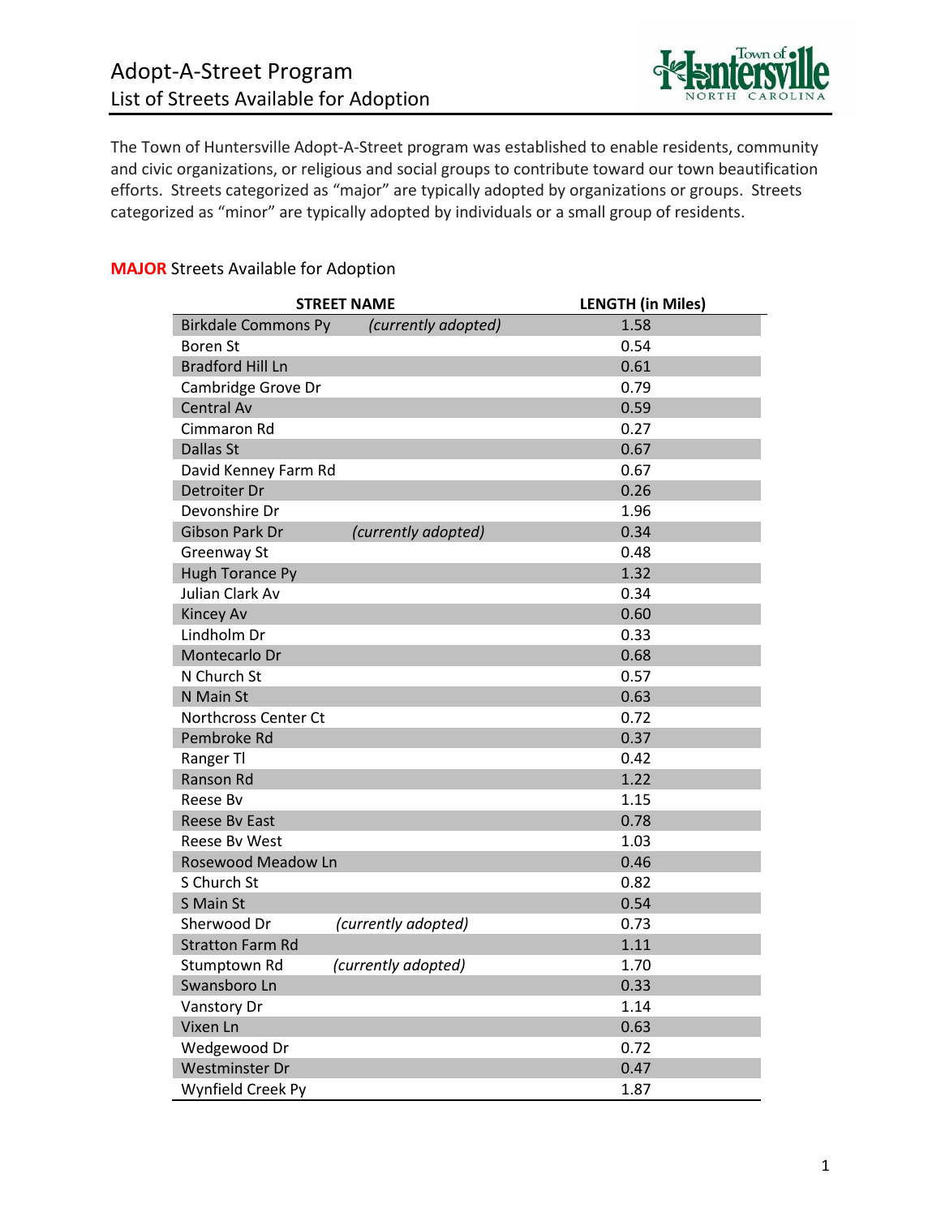# Adopt-A-Street Program
## List of Streets Available for Adoption

The Town of Huntersville Adopt-A-Street program was established to enable residents, community and civic organizations, or religious and social groups to contribute toward our town beautification efforts. Streets categorized as "major" are typically adopted by organizations or groups. Streets categorized as "minor" are typically adopted by individuals or a small group of residents.

### **MAJOR** Streets Available for Adoption

| STREET NAME | LENGTH (in Miles) |
|---|---|
| Birkdale Commons Py *(currently adopted)* | 1.58 |
| Boren St | 0.54 |
| Bradford Hill Ln | 0.61 |
| Cambridge Grove Dr | 0.79 |
| Central Av | 0.59 |
| Cimmaron Rd | 0.27 |
| Dallas St | 0.67 |
| David Kenney Farm Rd | 0.67 |
| Detroiter Dr | 0.26 |
| Devonshire Dr | 1.96 |
| Gibson Park Dr *(currently adopted)* | 0.34 |
| Greenway St | 0.48 |
| Hugh Torance Py | 1.32 |
| Julian Clark Av | 0.34 |
| Kincey Av | 0.60 |
| Lindholm Dr | 0.33 |
| Montecarlo Dr | 0.68 |
| N Church St | 0.57 |
| N Main St | 0.63 |
| Northcross Center Ct | 0.72 |
| Pembroke Rd | 0.37 |
| Ranger Tl | 0.42 |
| Ranson Rd | 1.22 |
| Reese Bv | 1.15 |
| Reese Bv East | 0.78 |
| Reese Bv West | 1.03 |
| Rosewood Meadow Ln | 0.46 |
| S Church St | 0.82 |
| S Main St | 0.54 |
| Sherwood Dr *(currently adopted)* | 0.73 |
| Stratton Farm Rd | 1.11 |
| Stumptown Rd *(currently adopted)* | 1.70 |
| Swansboro Ln | 0.33 |
| Vanstory Dr | 1.14 |
| Vixen Ln | 0.63 |
| Wedgewood Dr | 0.72 |
| Westminster Dr | 0.47 |
| Wynfield Creek Py | 1.87 |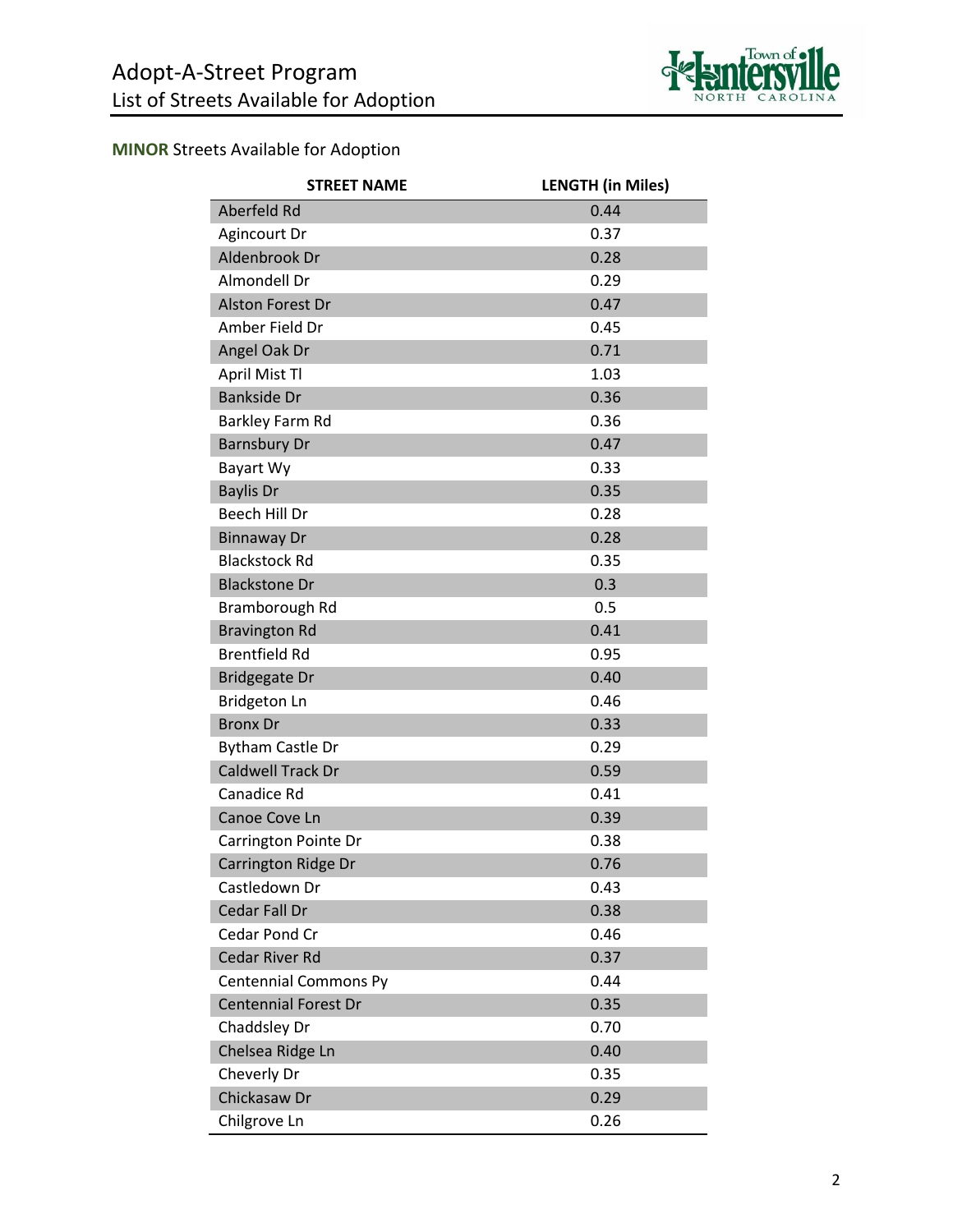# Adopt-A-Street Program
## List of Streets Available for Adoption

**MINOR** Streets Available for Adoption

| STREET NAME | LENGTH (in Miles) |
|---|---|
| Aberfeld Rd | 0.44 |
| Agincourt Dr | 0.37 |
| Aldenbrook Dr | 0.28 |
| Almondell Dr | 0.29 |
| Alston Forest Dr | 0.47 |
| Amber Field Dr | 0.45 |
| Angel Oak Dr | 0.71 |
| April Mist Tl | 1.03 |
| Bankside Dr | 0.36 |
| Barkley Farm Rd | 0.36 |
| Barnsbury Dr | 0.47 |
| Bayart Wy | 0.33 |
| Baylis Dr | 0.35 |
| Beech Hill Dr | 0.28 |
| Binnaway Dr | 0.28 |
| Blackstock Rd | 0.35 |
| Blackstone Dr | 0.3 |
| Bramborough Rd | 0.5 |
| Bravington Rd | 0.41 |
| Brentfield Rd | 0.95 |
| Bridgegate Dr | 0.40 |
| Bridgeton Ln | 0.46 |
| Bronx Dr | 0.33 |
| Bytham Castle Dr | 0.29 |
| Caldwell Track Dr | 0.59 |
| Canadice Rd | 0.41 |
| Canoe Cove Ln | 0.39 |
| Carrington Pointe Dr | 0.38 |
| Carrington Ridge Dr | 0.76 |
| Castledown Dr | 0.43 |
| Cedar Fall Dr | 0.38 |
| Cedar Pond Cr | 0.46 |
| Cedar River Rd | 0.37 |
| Centennial Commons Py | 0.44 |
| Centennial Forest Dr | 0.35 |
| Chaddsley Dr | 0.70 |
| Chelsea Ridge Ln | 0.40 |
| Cheverly Dr | 0.35 |
| Chickasaw Dr | 0.29 |
| Chilgrove Ln | 0.26 |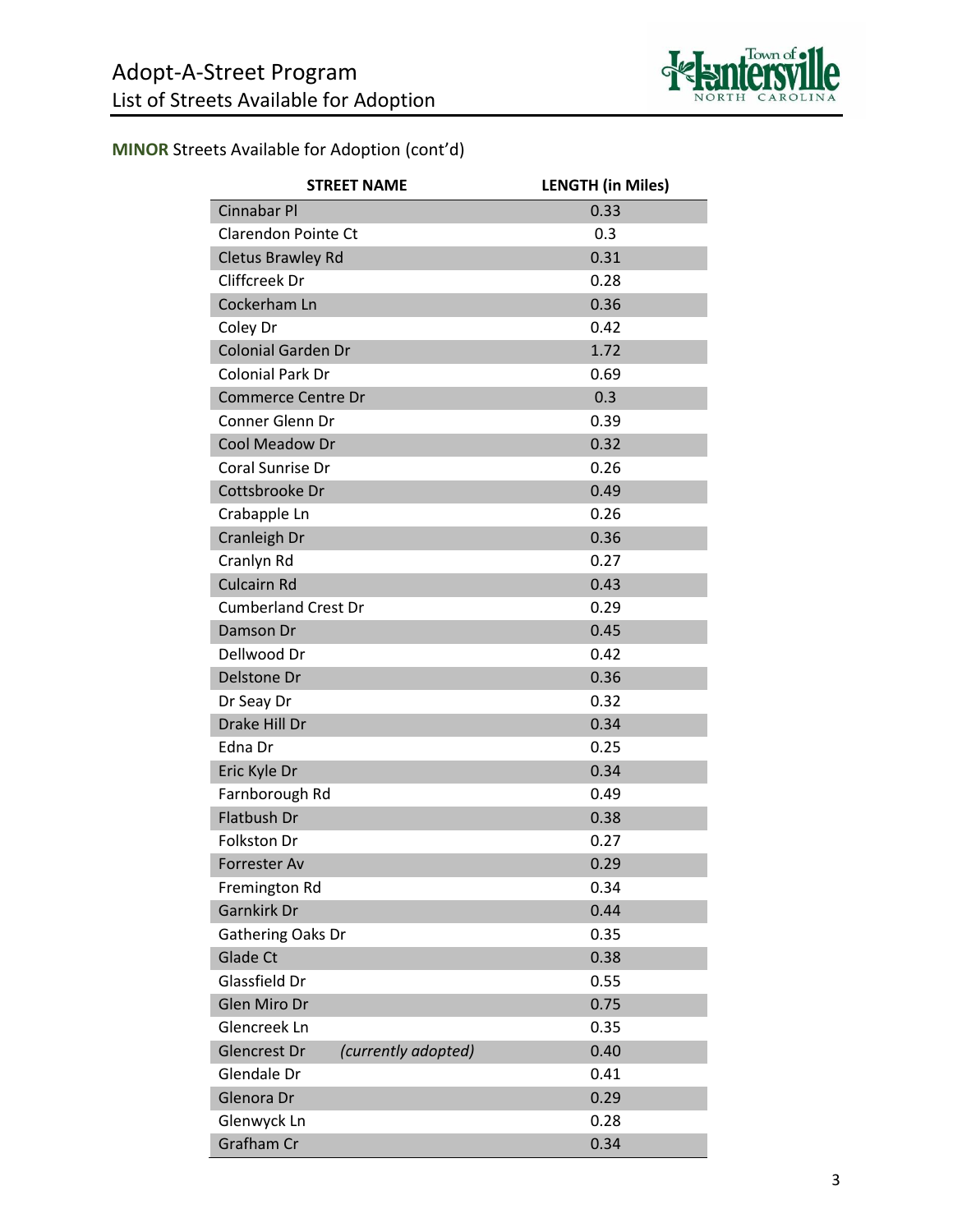# Adopt-A-Street Program
## List of Streets Available for Adoption

**MINOR** Streets Available for Adoption (cont'd)

| STREET NAME | LENGTH (in Miles) |
|---|---|
| Cinnabar Pl | 0.33 |
| Clarendon Pointe Ct | 0.3 |
| Cletus Brawley Rd | 0.31 |
| Cliffcreek Dr | 0.28 |
| Cockerham Ln | 0.36 |
| Coley Dr | 0.42 |
| Colonial Garden Dr | 1.72 |
| Colonial Park Dr | 0.69 |
| Commerce Centre Dr | 0.3 |
| Conner Glenn Dr | 0.39 |
| Cool Meadow Dr | 0.32 |
| Coral Sunrise Dr | 0.26 |
| Cottsbrooke Dr | 0.49 |
| Crabapple Ln | 0.26 |
| Cranleigh Dr | 0.36 |
| Cranlyn Rd | 0.27 |
| Culcairn Rd | 0.43 |
| Cumberland Crest Dr | 0.29 |
| Damson Dr | 0.45 |
| Dellwood Dr | 0.42 |
| Delstone Dr | 0.36 |
| Dr Seay Dr | 0.32 |
| Drake Hill Dr | 0.34 |
| Edna Dr | 0.25 |
| Eric Kyle Dr | 0.34 |
| Farnborough Rd | 0.49 |
| Flatbush Dr | 0.38 |
| Folkston Dr | 0.27 |
| Forrester Av | 0.29 |
| Fremington Rd | 0.34 |
| Garnkirk Dr | 0.44 |
| Gathering Oaks Dr | 0.35 |
| Glade Ct | 0.38 |
| Glassfield Dr | 0.55 |
| Glen Miro Dr | 0.75 |
| Glencreek Ln | 0.35 |
| Glencrest Dr *(currently adopted)* | 0.40 |
| Glendale Dr | 0.41 |
| Glenora Dr | 0.29 |
| Glenwyck Ln | 0.28 |
| Grafham Cr | 0.34 |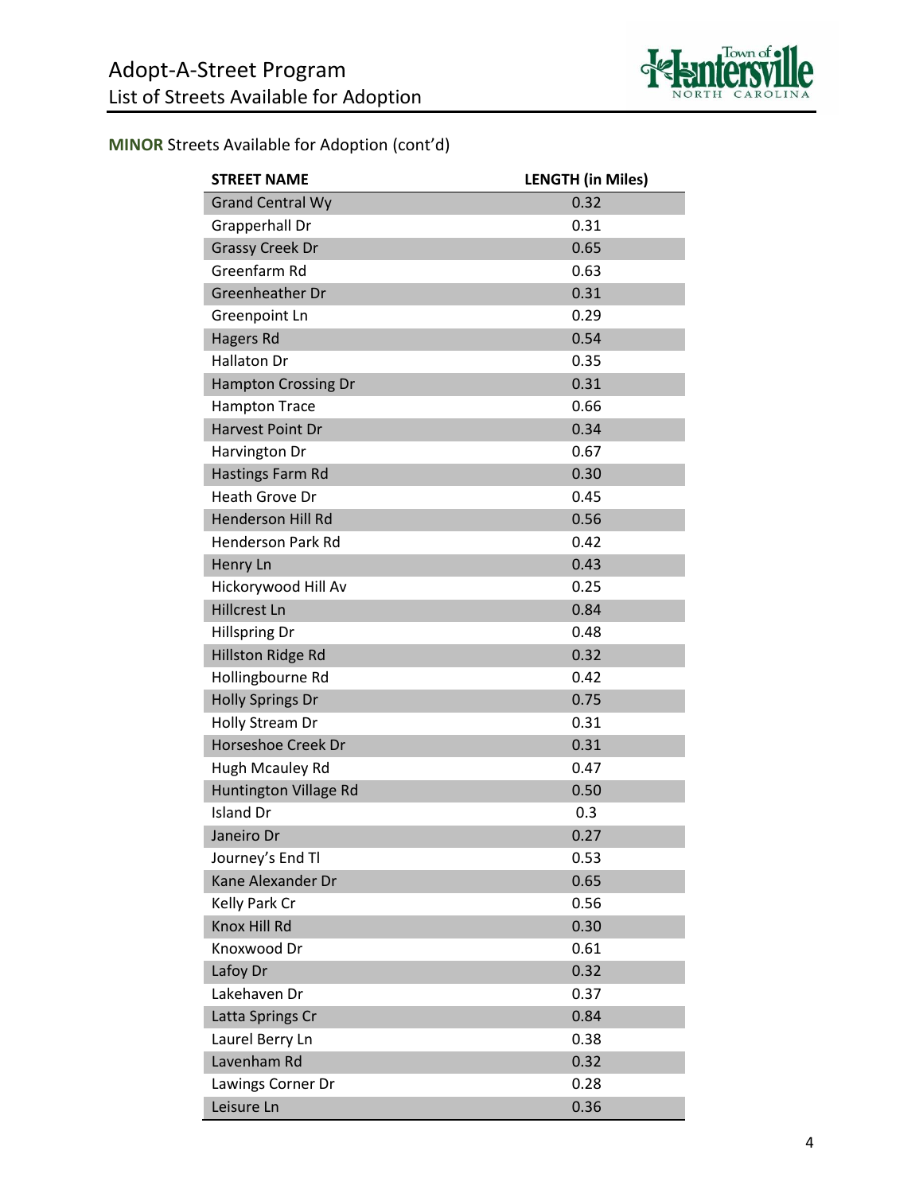# Adopt-A-Street Program
## List of Streets Available for Adoption

**MINOR** Streets Available for Adoption (cont'd)

| STREET NAME | LENGTH (in Miles) |
|---|---|
| Grand Central Wy | 0.32 |
| Grapperhall Dr | 0.31 |
| Grassy Creek Dr | 0.65 |
| Greenfarm Rd | 0.63 |
| Greenheather Dr | 0.31 |
| Greenpoint Ln | 0.29 |
| Hagers Rd | 0.54 |
| Hallaton Dr | 0.35 |
| Hampton Crossing Dr | 0.31 |
| Hampton Trace | 0.66 |
| Harvest Point Dr | 0.34 |
| Harvington Dr | 0.67 |
| Hastings Farm Rd | 0.30 |
| Heath Grove Dr | 0.45 |
| Henderson Hill Rd | 0.56 |
| Henderson Park Rd | 0.42 |
| Henry Ln | 0.43 |
| Hickorywood Hill Av | 0.25 |
| Hillcrest Ln | 0.84 |
| Hillspring Dr | 0.48 |
| Hillston Ridge Rd | 0.32 |
| Hollingbourne Rd | 0.42 |
| Holly Springs Dr | 0.75 |
| Holly Stream Dr | 0.31 |
| Horseshoe Creek Dr | 0.31 |
| Hugh Mcauley Rd | 0.47 |
| Huntington Village Rd | 0.50 |
| Island Dr | 0.3 |
| Janeiro Dr | 0.27 |
| Journey's End Tl | 0.53 |
| Kane Alexander Dr | 0.65 |
| Kelly Park Cr | 0.56 |
| Knox Hill Rd | 0.30 |
| Knoxwood Dr | 0.61 |
| Lafoy Dr | 0.32 |
| Lakehaven Dr | 0.37 |
| Latta Springs Cr | 0.84 |
| Laurel Berry Ln | 0.38 |
| Lavenham Rd | 0.32 |
| Lawings Corner Dr | 0.28 |
| Leisure Ln | 0.36 |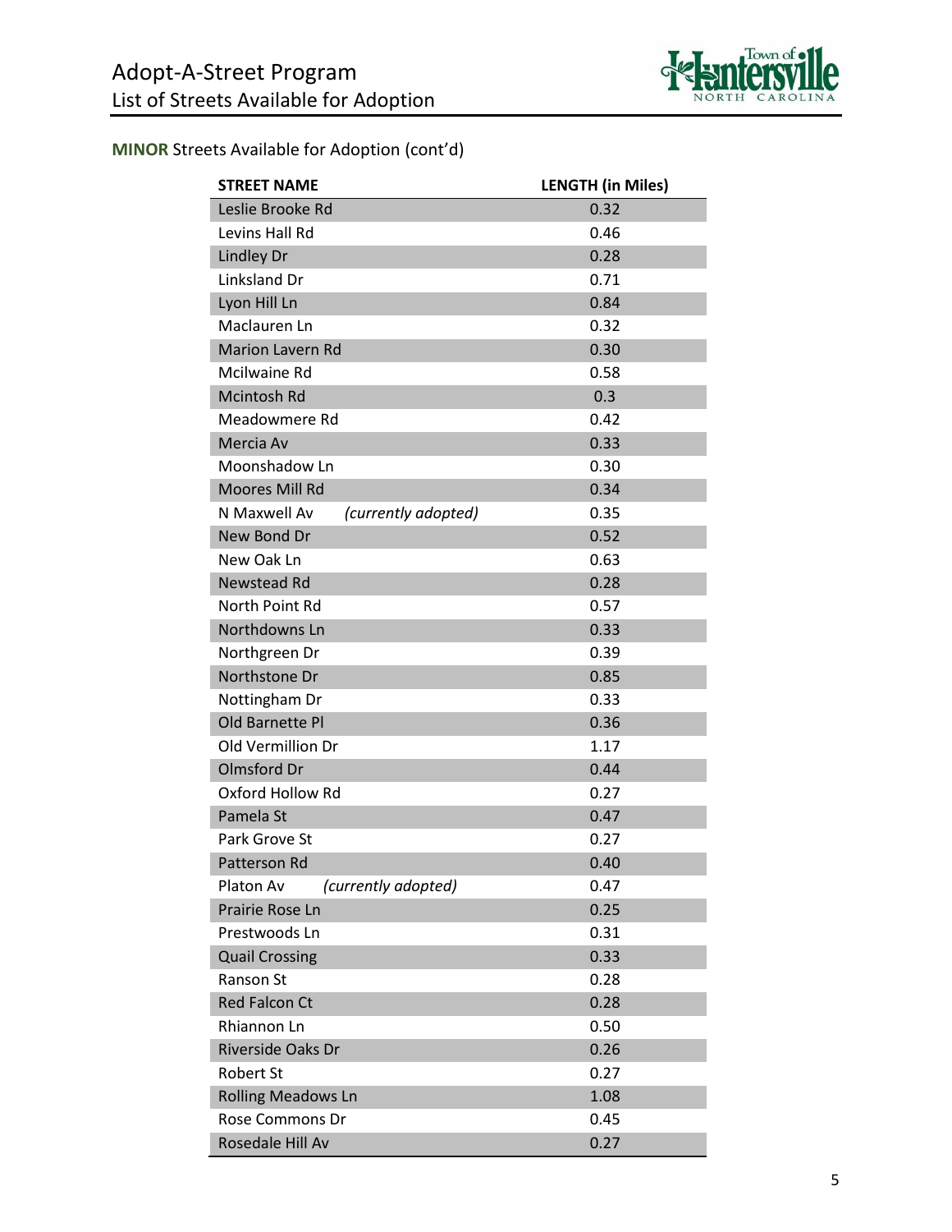**MINOR** Streets Available for Adoption (cont'd)

| STREET NAME | LENGTH (in Miles) |
|---|---|
| Leslie Brooke Rd | 0.32 |
| Levins Hall Rd | 0.46 |
| Lindley Dr | 0.28 |
| Linksland Dr | 0.71 |
| Lyon Hill Ln | 0.84 |
| Maclauren Ln | 0.32 |
| Marion Lavern Rd | 0.30 |
| Mcilwaine Rd | 0.58 |
| Mcintosh Rd | 0.3 |
| Meadowmere Rd | 0.42 |
| Mercia Av | 0.33 |
| Moonshadow Ln | 0.30 |
| Moores Mill Rd | 0.34 |
| N Maxwell Av *(currently adopted)* | 0.35 |
| New Bond Dr | 0.52 |
| New Oak Ln | 0.63 |
| Newstead Rd | 0.28 |
| North Point Rd | 0.57 |
| Northdowns Ln | 0.33 |
| Northgreen Dr | 0.39 |
| Northstone Dr | 0.85 |
| Nottingham Dr | 0.33 |
| Old Barnette Pl | 0.36 |
| Old Vermillion Dr | 1.17 |
| Olmsford Dr | 0.44 |
| Oxford Hollow Rd | 0.27 |
| Pamela St | 0.47 |
| Park Grove St | 0.27 |
| Patterson Rd | 0.40 |
| Platon Av *(currently adopted)* | 0.47 |
| Prairie Rose Ln | 0.25 |
| Prestwoods Ln | 0.31 |
| Quail Crossing | 0.33 |
| Ranson St | 0.28 |
| Red Falcon Ct | 0.28 |
| Rhiannon Ln | 0.50 |
| Riverside Oaks Dr | 0.26 |
| Robert St | 0.27 |
| Rolling Meadows Ln | 1.08 |
| Rose Commons Dr | 0.45 |
| Rosedale Hill Av | 0.27 |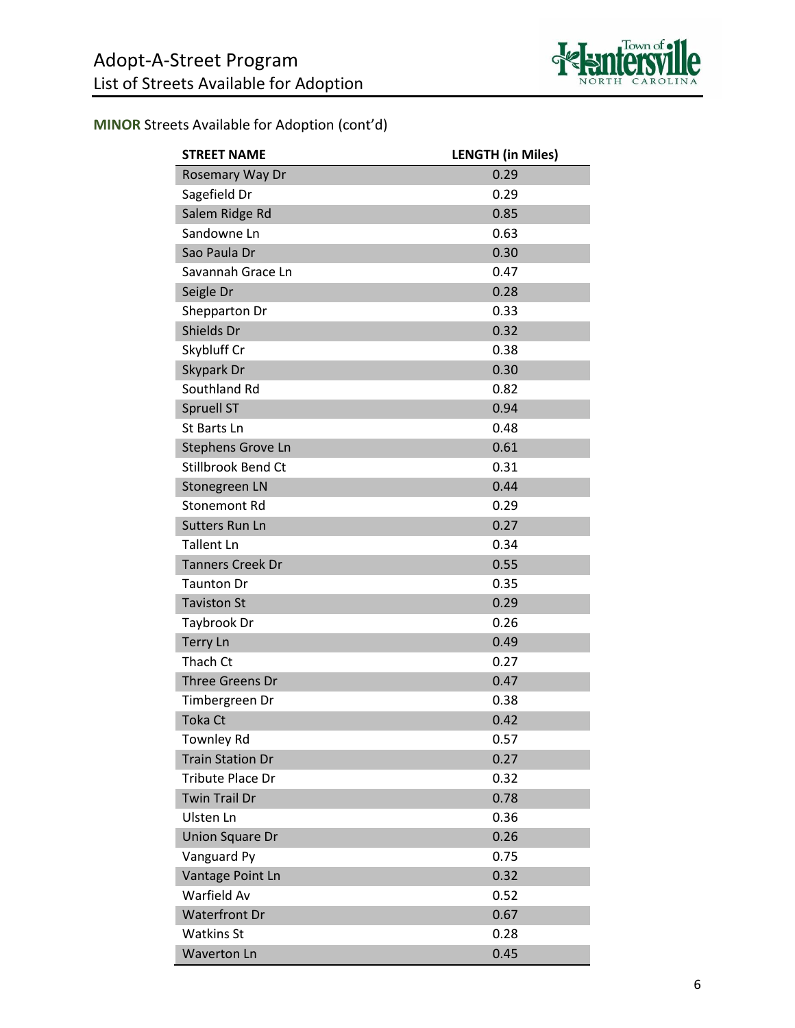**MINOR** Streets Available for Adoption (cont'd)

| STREET NAME | LENGTH (in Miles) |
|---|---|
| Rosemary Way Dr | 0.29 |
| Sagefield Dr | 0.29 |
| Salem Ridge Rd | 0.85 |
| Sandowne Ln | 0.63 |
| Sao Paula Dr | 0.30 |
| Savannah Grace Ln | 0.47 |
| Seigle Dr | 0.28 |
| Shepparton Dr | 0.33 |
| Shields Dr | 0.32 |
| Skybluff Cr | 0.38 |
| Skypark Dr | 0.30 |
| Southland Rd | 0.82 |
| Spruell ST | 0.94 |
| St Barts Ln | 0.48 |
| Stephens Grove Ln | 0.61 |
| Stillbrook Bend Ct | 0.31 |
| Stonegreen LN | 0.44 |
| Stonemont Rd | 0.29 |
| Sutters Run Ln | 0.27 |
| Tallent Ln | 0.34 |
| Tanners Creek Dr | 0.55 |
| Taunton Dr | 0.35 |
| Taviston St | 0.29 |
| Taybrook Dr | 0.26 |
| Terry Ln | 0.49 |
| Thach Ct | 0.27 |
| Three Greens Dr | 0.47 |
| Timbergreen Dr | 0.38 |
| Toka Ct | 0.42 |
| Townley Rd | 0.57 |
| Train Station Dr | 0.27 |
| Tribute Place Dr | 0.32 |
| Twin Trail Dr | 0.78 |
| Ulsten Ln | 0.36 |
| Union Square Dr | 0.26 |
| Vanguard Py | 0.75 |
| Vantage Point Ln | 0.32 |
| Warfield Av | 0.52 |
| Waterfront Dr | 0.67 |
| Watkins St | 0.28 |
| Waverton Ln | 0.45 |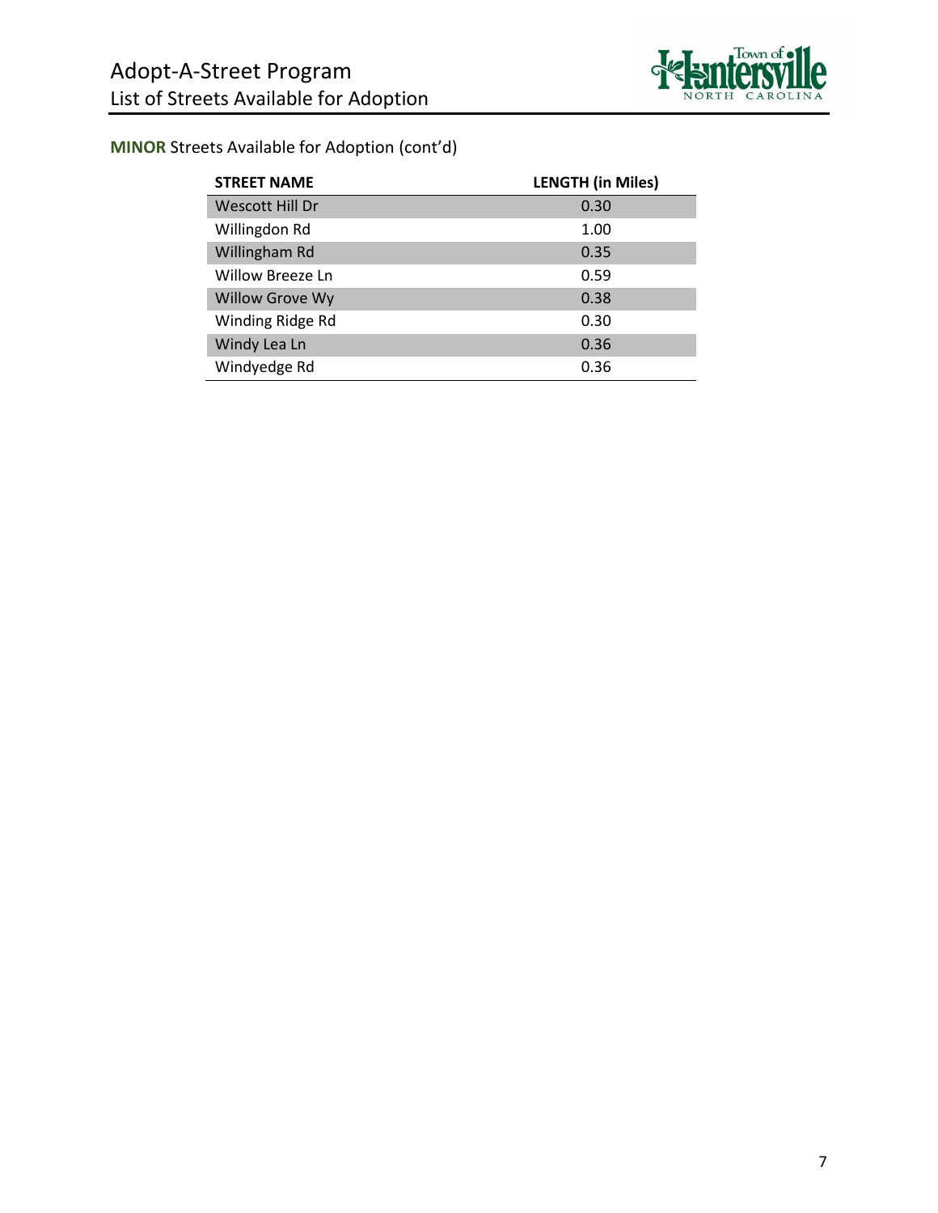**MINOR** Streets Available for Adoption (cont'd)

| STREET NAME | LENGTH (in Miles) |
|---|---|
| Wescott Hill Dr | 0.30 |
| Willingdon Rd | 1.00 |
| Willingham Rd | 0.35 |
| Willow Breeze Ln | 0.59 |
| Willow Grove Wy | 0.38 |
| Winding Ridge Rd | 0.30 |
| Windy Lea Ln | 0.36 |
| Windyedge Rd | 0.36 |